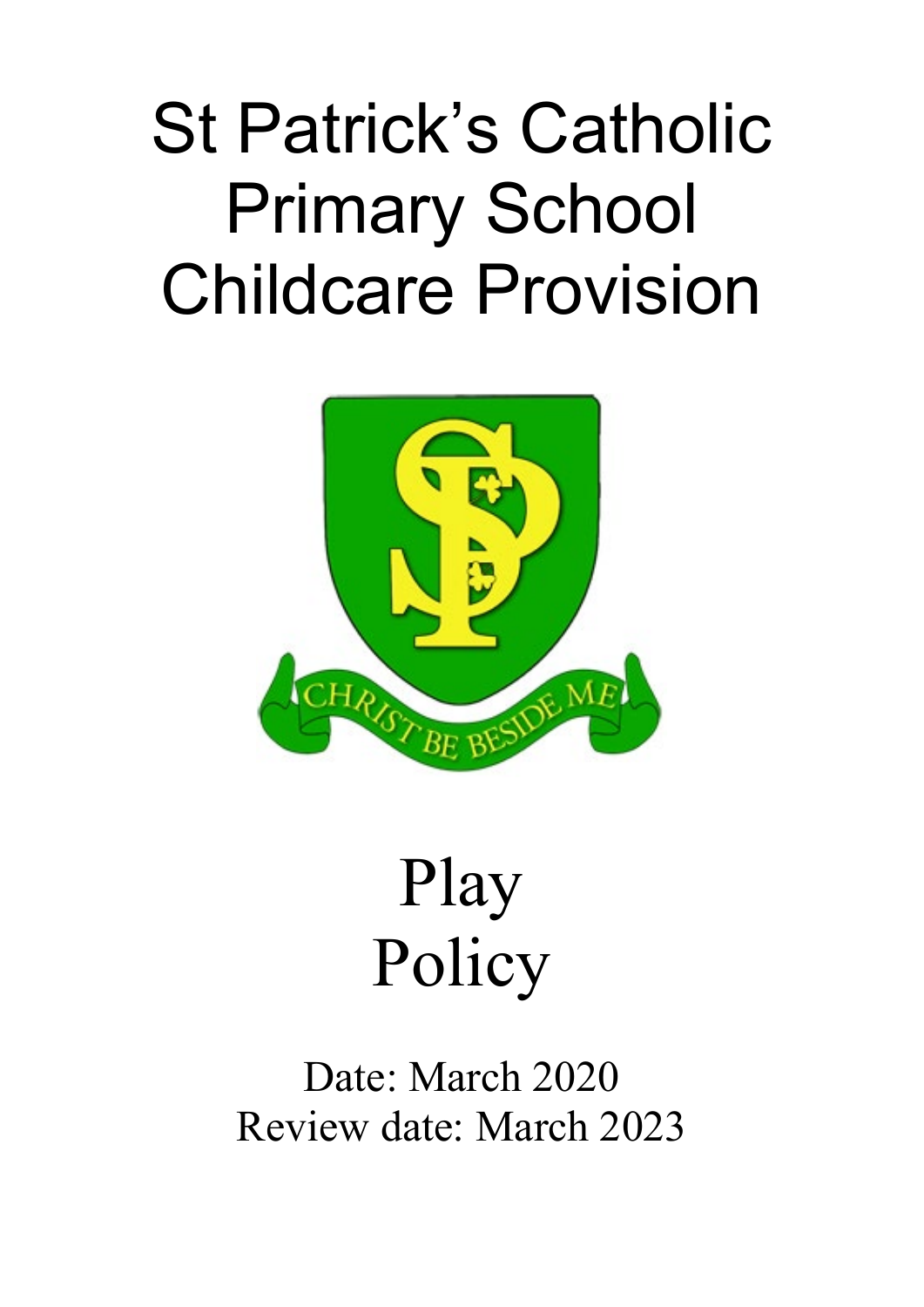# St Patrick's Catholic Primary School Childcare Provision

CHRIST BE BESIDE ME

# Play Policy

Date: March 2020
Review date: March 2023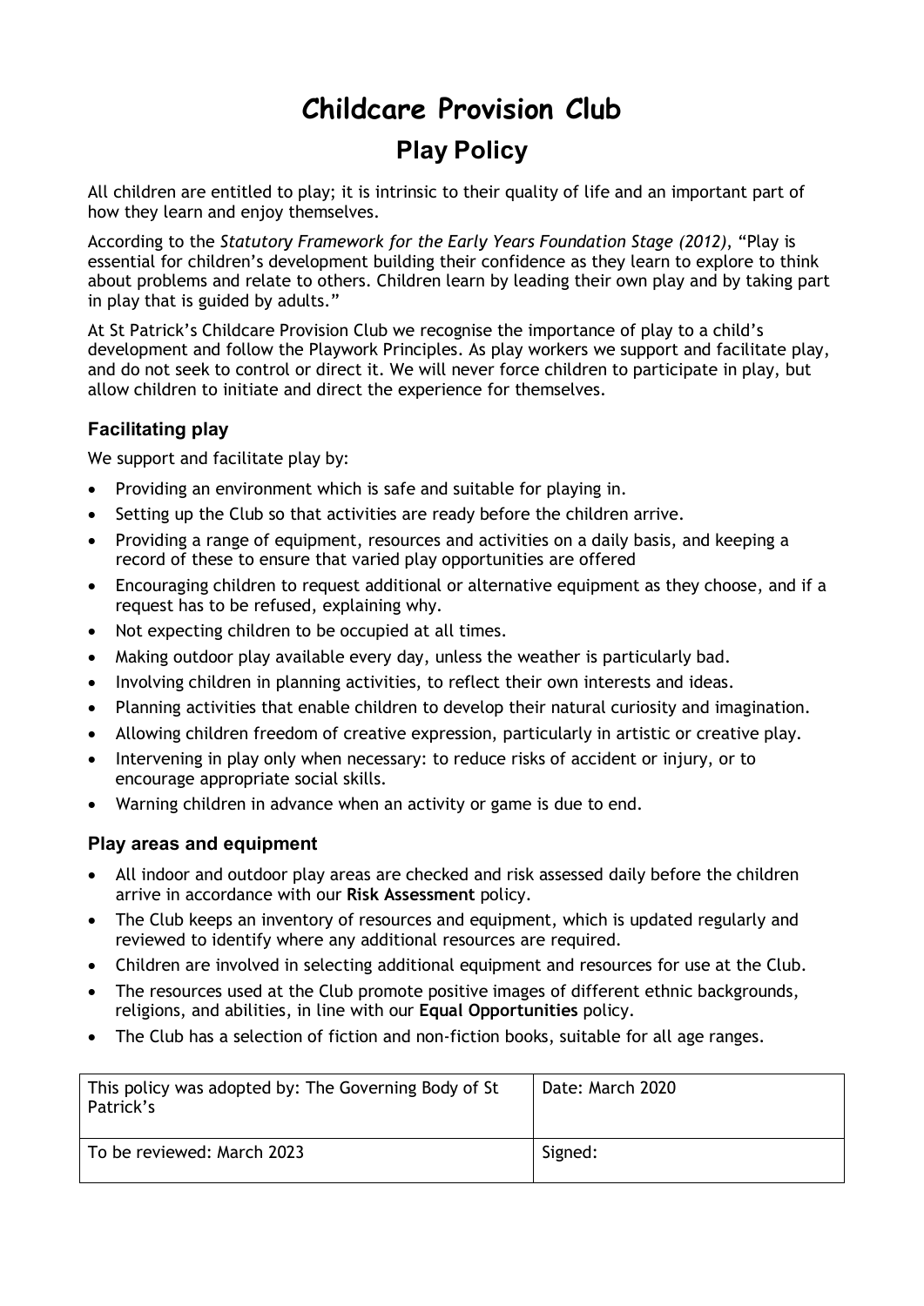# Childcare Provision Club

## Play Policy

All children are entitled to play; it is intrinsic to their quality of life and an important part of how they learn and enjoy themselves.

According to the *Statutory Framework for the Early Years Foundation Stage (2012)*, "Play is essential for children's development building their confidence as they learn to explore to think about problems and relate to others. Children learn by leading their own play and by taking part in play that is guided by adults."

At St Patrick's Childcare Provision Club we recognise the importance of play to a child's development and follow the Playwork Principles. As play workers we support and facilitate play, and do not seek to control or direct it. We will never force children to participate in play, but allow children to initiate and direct the experience for themselves.

### Facilitating play

We support and facilitate play by:

- Providing an environment which is safe and suitable for playing in.
- Setting up the Club so that activities are ready before the children arrive.
- Providing a range of equipment, resources and activities on a daily basis, and keeping a record of these to ensure that varied play opportunities are offered
- Encouraging children to request additional or alternative equipment as they choose, and if a request has to be refused, explaining why.
- Not expecting children to be occupied at all times.
- Making outdoor play available every day, unless the weather is particularly bad.
- Involving children in planning activities, to reflect their own interests and ideas.
- Planning activities that enable children to develop their natural curiosity and imagination.
- Allowing children freedom of creative expression, particularly in artistic or creative play.
- Intervening in play only when necessary: to reduce risks of accident or injury, or to encourage appropriate social skills.
- Warning children in advance when an activity or game is due to end.

### Play areas and equipment

- All indoor and outdoor play areas are checked and risk assessed daily before the children arrive in accordance with our **Risk Assessment** policy.
- The Club keeps an inventory of resources and equipment, which is updated regularly and reviewed to identify where any additional resources are required.
- Children are involved in selecting additional equipment and resources for use at the Club.
- The resources used at the Club promote positive images of different ethnic backgrounds, religions, and abilities, in line with our **Equal Opportunities** policy.
- The Club has a selection of fiction and non-fiction books, suitable for all age ranges.

| This policy was adopted by: The Governing Body of St Patrick's | Date: March 2020 |
|---|---|
| To be reviewed: March 2023 | Signed: |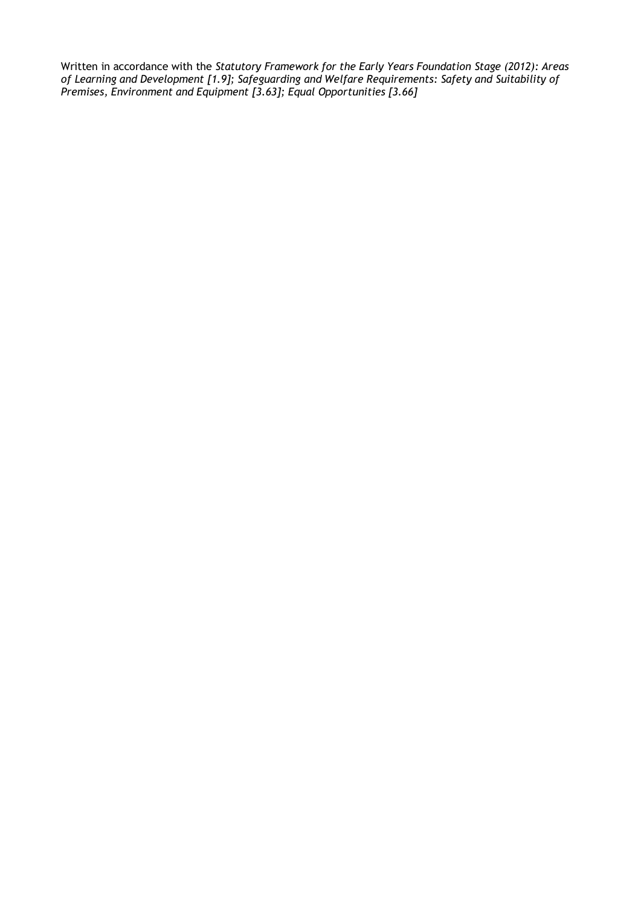Written in accordance with the *Statutory Framework for the Early Years Foundation Stage (2012): Areas of Learning and Development [1.9]; Safeguarding and Welfare Requirements: Safety and Suitability of Premises, Environment and Equipment [3.63]; Equal Opportunities [3.66]*